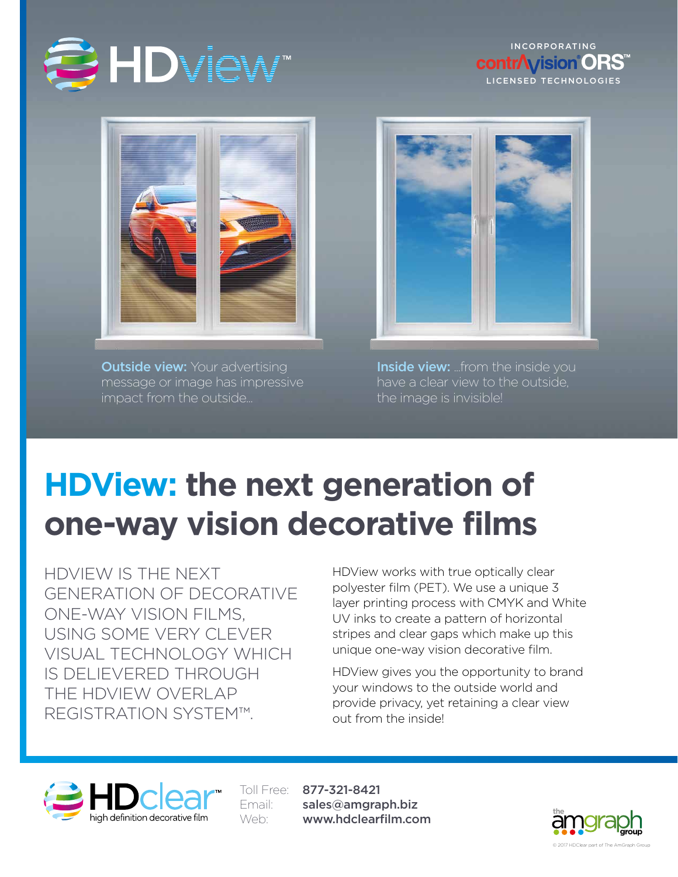# HDview™

INCORPORATING
contrAvision® ORS™
LICENSED TECHNOLOGIES

**Outside view:** Your advertising message or image has impressive impact from the outside...

**Inside view:** ...from the inside you have a clear view to the outside, the image is invisible!

## HDView: the next generation of one-way vision decorative films

HDVIEW IS THE NEXT GENERATION OF DECORATIVE ONE-WAY VISION FILMS, USING SOME VERY CLEVER VISUAL TECHNOLOGY WHICH IS DELIEVERED THROUGH THE HDVIEW OVERLAP REGISTRATION SYSTEM™.

HDView works with true optically clear polyester film (PET). We use a unique 3 layer printing process with CMYK and White UV inks to create a pattern of horizontal stripes and clear gaps which make up this unique one-way vision decorative film.

HDView gives you the opportunity to brand your windows to the outside world and provide privacy, yet retaining a clear view out from the inside!

HDclear™ high definition decorative film

Toll Free: **877-321-8421**
Email: **sales@amgraph.biz**
Web: **www.hdclearfilm.com**

the amgraph group

© 2017 HDClear part of The AmGraph Group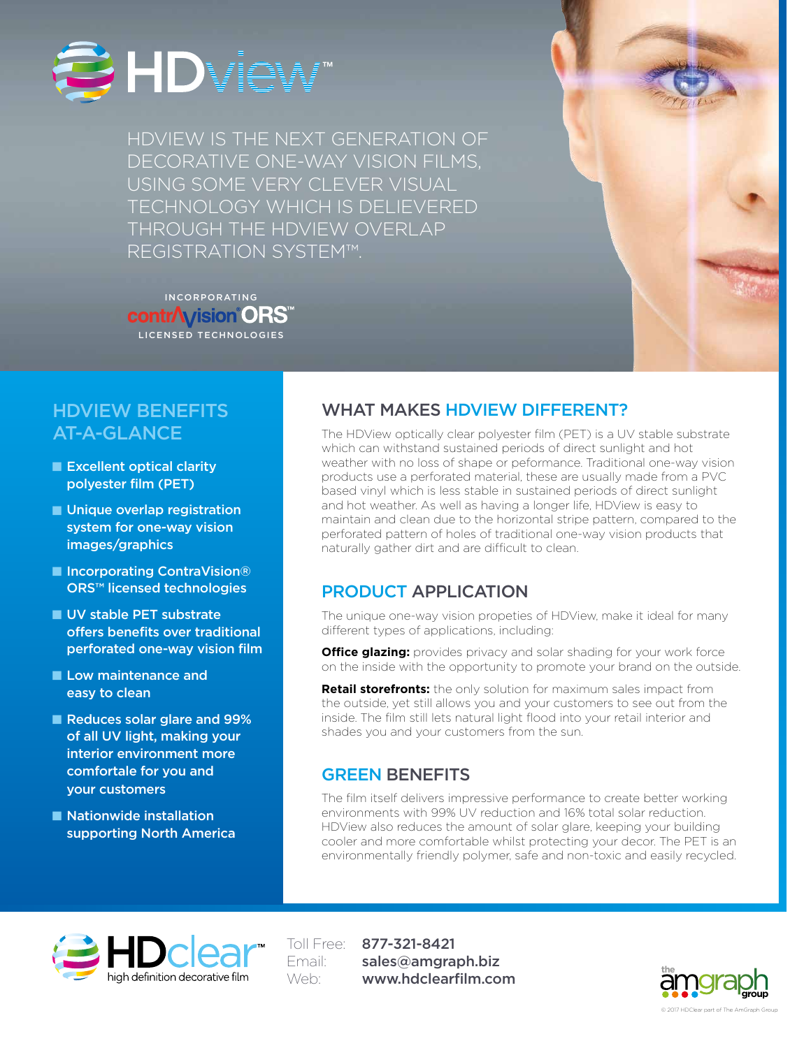# HDview™

HDVIEW IS THE NEXT GENERATION OF DECORATIVE ONE-WAY VISION FILMS, USING SOME VERY CLEVER VISUAL TECHNOLOGY WHICH IS DELIEVERED THROUGH THE HDVIEW OVERLAP REGISTRATION SYSTEM™.

INCORPORATING
contraVision® ORS™
LICENSED TECHNOLOGIES

## HDVIEW BENEFITS AT-A-GLANCE

- Excellent optical clarity polyester film (PET)
- Unique overlap registration system for one-way vision images/graphics
- Incorporating ContraVision® ORS™ licensed technologies
- UV stable PET substrate offers benefits over traditional perforated one-way vision film
- Low maintenance and easy to clean
- Reduces solar glare and 99% of all UV light, making your interior environment more comfortale for you and your customers
- Nationwide installation supporting North America

## WHAT MAKES HDVIEW DIFFERENT?

The HDView optically clear polyester film (PET) is a UV stable substrate which can withstand sustained periods of direct sunlight and hot weather with no loss of shape or peformance. Traditional one-way vision products use a perforated material, these are usually made from a PVC based vinyl which is less stable in sustained periods of direct sunlight and hot weather. As well as having a longer life, HDView is easy to maintain and clean due to the horizontal stripe pattern, compared to the perforated pattern of holes of traditional one-way vision products that naturally gather dirt and are difficult to clean.

## PRODUCT APPLICATION

The unique one-way vision propeties of HDView, make it ideal for many different types of applications, including:

**Office glazing:** provides privacy and solar shading for your work force on the inside with the opportunity to promote your brand on the outside.

**Retail storefronts:** the only solution for maximum sales impact from the outside, yet still allows you and your customers to see out from the inside. The film still lets natural light flood into your retail interior and shades you and your customers from the sun.

## GREEN BENEFITS

The film itself delivers impressive performance to create better working environments with 99% UV reduction and 16% total solar reduction. HDView also reduces the amount of solar glare, keeping your building cooler and more comfortable whilst protecting your decor. The PET is an environmentally friendly polymer, safe and non-toxic and easily recycled.

HDclear™ high definition decorative film

Toll Free: 877-321-8421
Email: sales@amgraph.biz
Web: www.hdclearfilm.com

the amgraph group

© 2017 HDClear part of The AmGraph Group